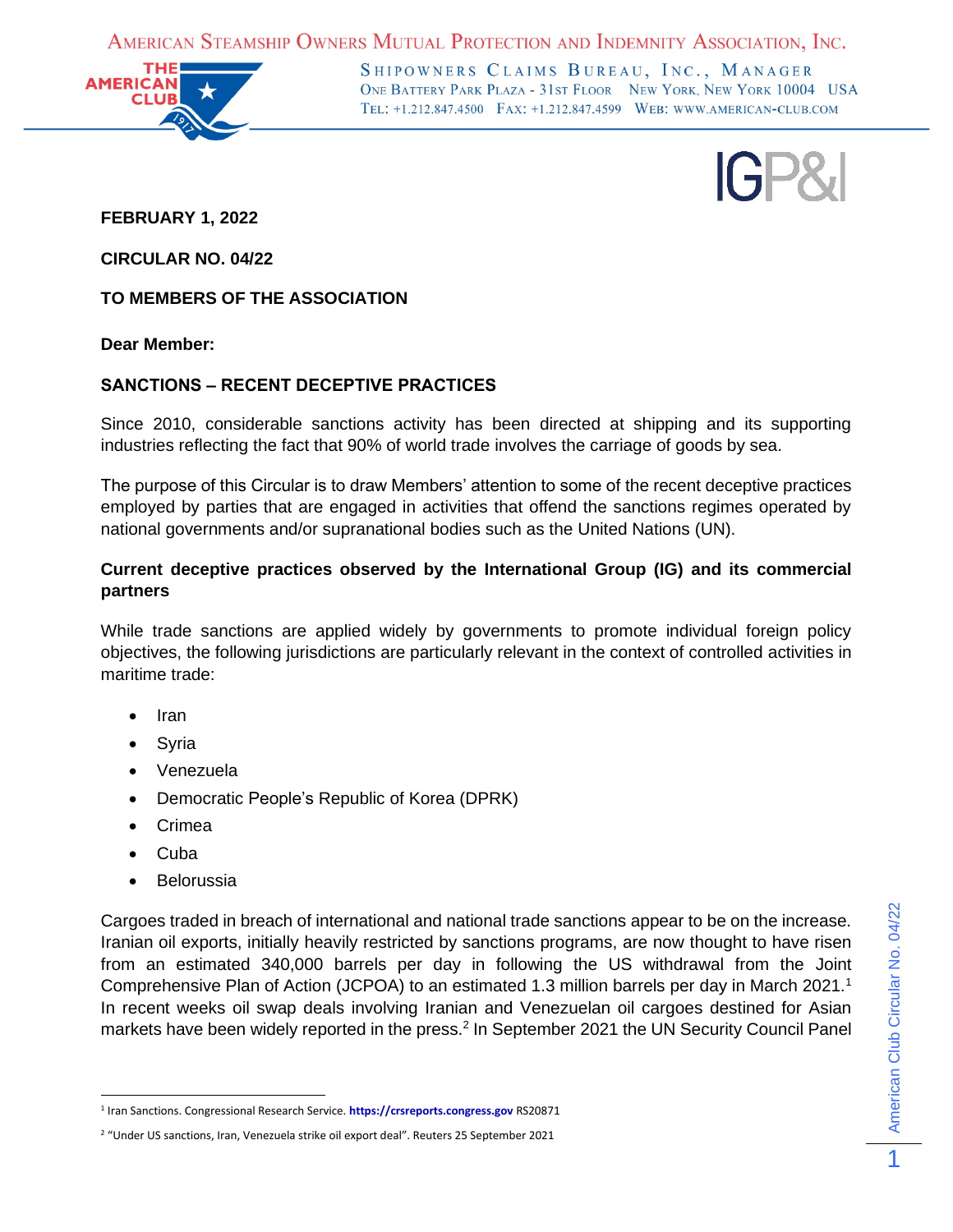AMERICAN STEAMSHIP OWNERS MUTUAL PROTECTION AND INDEMNITY ASSOCIATION, INC.

SHIPOWNERS CLAIMS BUREAU, INC., MANAGER
ONE BATTERY PARK PLAZA - 31ST FLOOR NEW YORK, NEW YORK 10004 USA
TEL: +1.212.847.4500 FAX: +1.212.847.4599 WEB: WWW.AMERICAN-CLUB.COM

**FEBRUARY 1, 2022**

**CIRCULAR NO. 04/22**

**TO MEMBERS OF THE ASSOCIATION**

**Dear Member:**

**SANCTIONS – RECENT DECEPTIVE PRACTICES**

Since 2010, considerable sanctions activity has been directed at shipping and its supporting industries reflecting the fact that 90% of world trade involves the carriage of goods by sea.

The purpose of this Circular is to draw Members' attention to some of the recent deceptive practices employed by parties that are engaged in activities that offend the sanctions regimes operated by national governments and/or supranational bodies such as the United Nations (UN).

**Current deceptive practices observed by the International Group (IG) and its commercial partners**

While trade sanctions are applied widely by governments to promote individual foreign policy objectives, the following jurisdictions are particularly relevant in the context of controlled activities in maritime trade:

- Iran
- Syria
- Venezuela
- Democratic People's Republic of Korea (DPRK)
- Crimea
- Cuba
- Belorussia

Cargoes traded in breach of international and national trade sanctions appear to be on the increase. Iranian oil exports, initially heavily restricted by sanctions programs, are now thought to have risen from an estimated 340,000 barrels per day in following the US withdrawal from the Joint Comprehensive Plan of Action (JCPOA) to an estimated 1.3 million barrels per day in March 2021.[1] In recent weeks oil swap deals involving Iranian and Venezuelan oil cargoes destined for Asian markets have been widely reported in the press.[2] In September 2021 the UN Security Council Panel

[1] Iran Sanctions. Congressional Research Service. **https://crsreports.congress.gov** RS20871

[2] "Under US sanctions, Iran, Venezuela strike oil export deal". Reuters 25 September 2021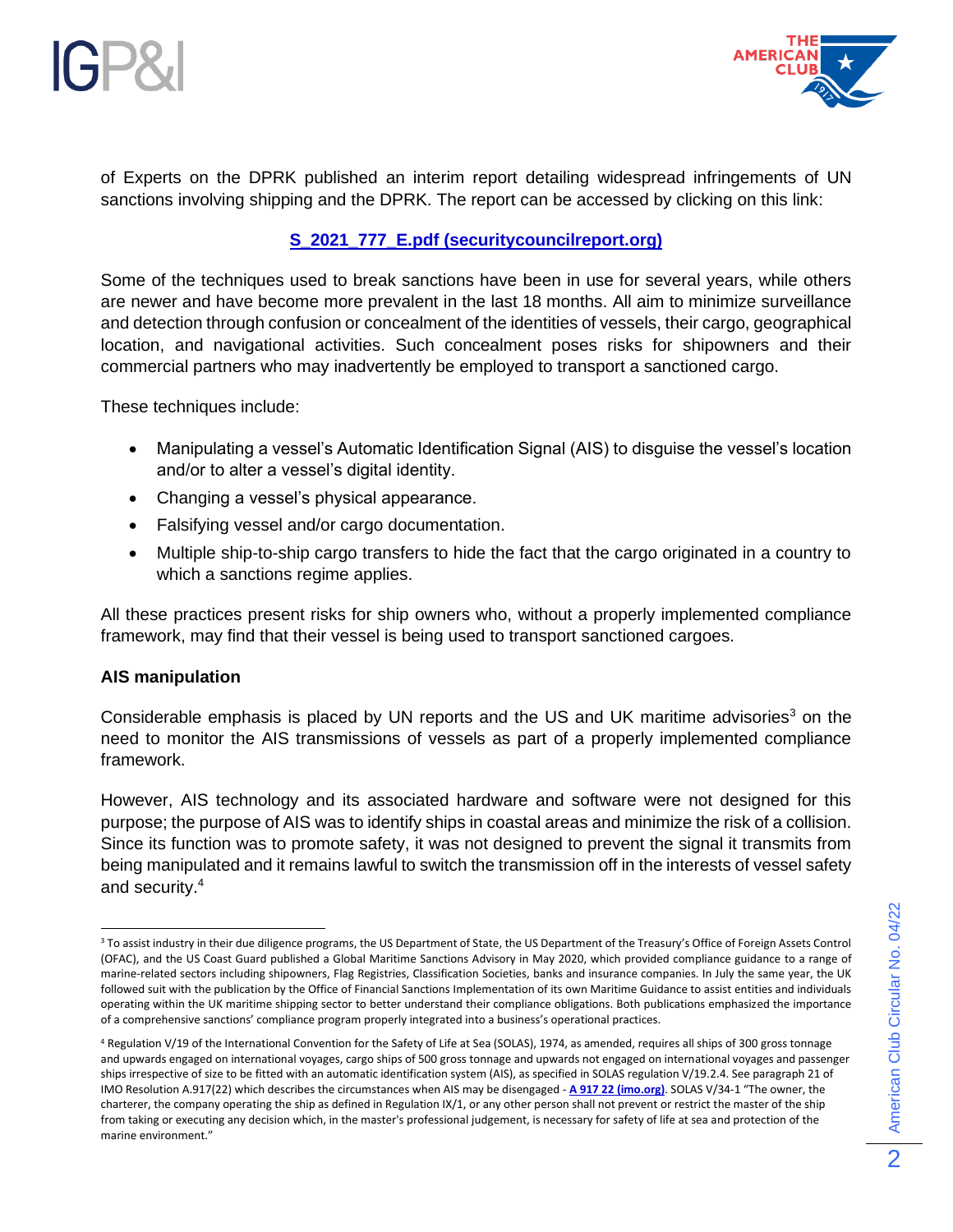of Experts on the DPRK published an interim report detailing widespread infringements of UN sanctions involving shipping and the DPRK. The report can be accessed by clicking on this link:

**S_2021_777_E.pdf (securitycouncilreport.org)**

Some of the techniques used to break sanctions have been in use for several years, while others are newer and have become more prevalent in the last 18 months. All aim to minimize surveillance and detection through confusion or concealment of the identities of vessels, their cargo, geographical location, and navigational activities. Such concealment poses risks for shipowners and their commercial partners who may inadvertently be employed to transport a sanctioned cargo.

These techniques include:

- Manipulating a vessel's Automatic Identification Signal (AIS) to disguise the vessel's location and/or to alter a vessel's digital identity.
- Changing a vessel's physical appearance.
- Falsifying vessel and/or cargo documentation.
- Multiple ship-to-ship cargo transfers to hide the fact that the cargo originated in a country to which a sanctions regime applies.

All these practices present risks for ship owners who, without a properly implemented compliance framework, may find that their vessel is being used to transport sanctioned cargoes.

**AIS manipulation**

Considerable emphasis is placed by UN reports and the US and UK maritime advisories[3] on the need to monitor the AIS transmissions of vessels as part of a properly implemented compliance framework.

However, AIS technology and its associated hardware and software were not designed for this purpose; the purpose of AIS was to identify ships in coastal areas and minimize the risk of a collision. Since its function was to promote safety, it was not designed to prevent the signal it transmits from being manipulated and it remains lawful to switch the transmission off in the interests of vessel safety and security.[4]

---

[3] To assist industry in their due diligence programs, the US Department of State, the US Department of the Treasury's Office of Foreign Assets Control (OFAC), and the US Coast Guard published a Global Maritime Sanctions Advisory in May 2020, which provided compliance guidance to a range of marine-related sectors including shipowners, Flag Registries, Classification Societies, banks and insurance companies. In July the same year, the UK followed suit with the publication by the Office of Financial Sanctions Implementation of its own Maritime Guidance to assist entities and individuals operating within the UK maritime shipping sector to better understand their compliance obligations. Both publications emphasized the importance of a comprehensive sanctions' compliance program properly integrated into a business's operational practices.

[4] Regulation V/19 of the International Convention for the Safety of Life at Sea (SOLAS), 1974, as amended, requires all ships of 300 gross tonnage and upwards engaged on international voyages, cargo ships of 500 gross tonnage and upwards not engaged on international voyages and passenger ships irrespective of size to be fitted with an automatic identification system (AIS), as specified in SOLAS regulation V/19.2.4. See paragraph 21 of IMO Resolution A.917(22) which describes the circumstances when AIS may be disengaged - **A 917 22 (imo.org)**. SOLAS V/34-1 "The owner, the charterer, the company operating the ship as defined in Regulation IX/1, or any other person shall not prevent or restrict the master of the ship from taking or executing any decision which, in the master's professional judgement, is necessary for safety of life at sea and protection of the marine environment."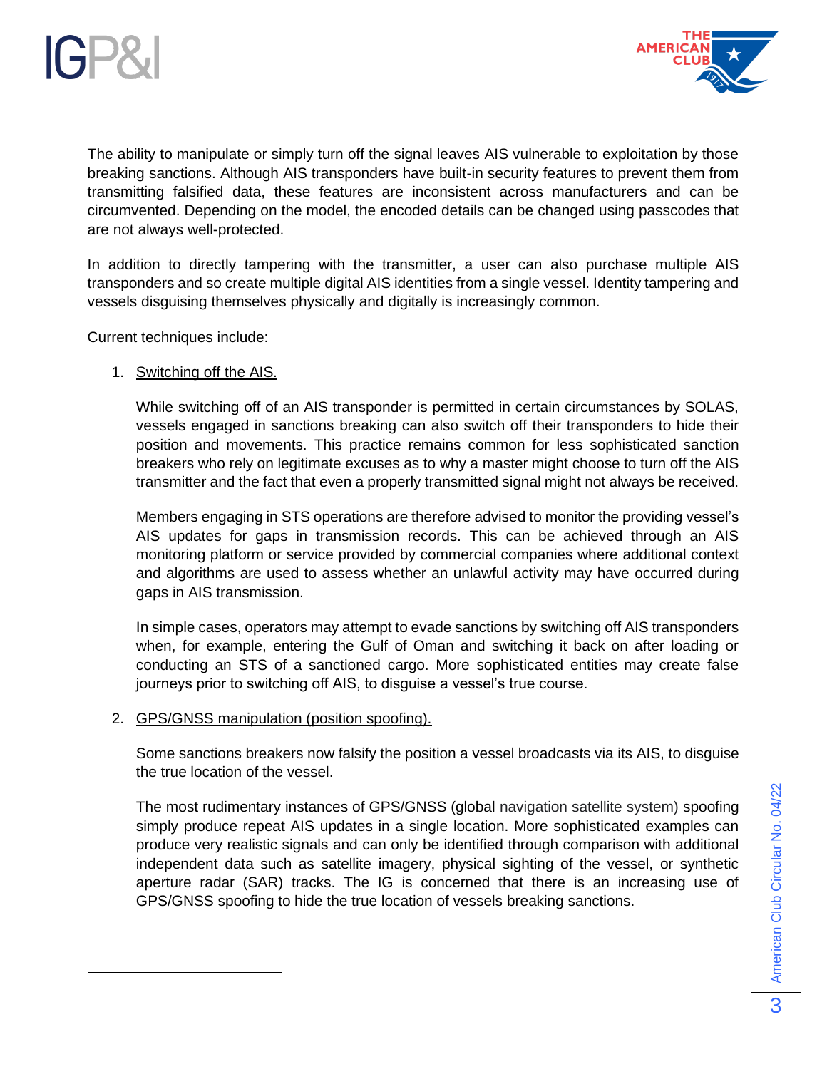The ability to manipulate or simply turn off the signal leaves AIS vulnerable to exploitation by those breaking sanctions. Although AIS transponders have built-in security features to prevent them from transmitting falsified data, these features are inconsistent across manufacturers and can be circumvented. Depending on the model, the encoded details can be changed using passcodes that are not always well-protected.

In addition to directly tampering with the transmitter, a user can also purchase multiple AIS transponders and so create multiple digital AIS identities from a single vessel. Identity tampering and vessels disguising themselves physically and digitally is increasingly common.

Current techniques include:

1. Switching off the AIS.

   While switching off of an AIS transponder is permitted in certain circumstances by SOLAS, vessels engaged in sanctions breaking can also switch off their transponders to hide their position and movements. This practice remains common for less sophisticated sanction breakers who rely on legitimate excuses as to why a master might choose to turn off the AIS transmitter and the fact that even a properly transmitted signal might not always be received.

   Members engaging in STS operations are therefore advised to monitor the providing vessel's AIS updates for gaps in transmission records. This can be achieved through an AIS monitoring platform or service provided by commercial companies where additional context and algorithms are used to assess whether an unlawful activity may have occurred during gaps in AIS transmission.

   In simple cases, operators may attempt to evade sanctions by switching off AIS transponders when, for example, entering the Gulf of Oman and switching it back on after loading or conducting an STS of a sanctioned cargo. More sophisticated entities may create false journeys prior to switching off AIS, to disguise a vessel's true course.

2. GPS/GNSS manipulation (position spoofing).

   Some sanctions breakers now falsify the position a vessel broadcasts via its AIS, to disguise the true location of the vessel.

   The most rudimentary instances of GPS/GNSS (global navigation satellite system) spoofing simply produce repeat AIS updates in a single location. More sophisticated examples can produce very realistic signals and can only be identified through comparison with additional independent data such as satellite imagery, physical sighting of the vessel, or synthetic aperture radar (SAR) tracks. The IG is concerned that there is an increasing use of GPS/GNSS spoofing to hide the true location of vessels breaking sanctions.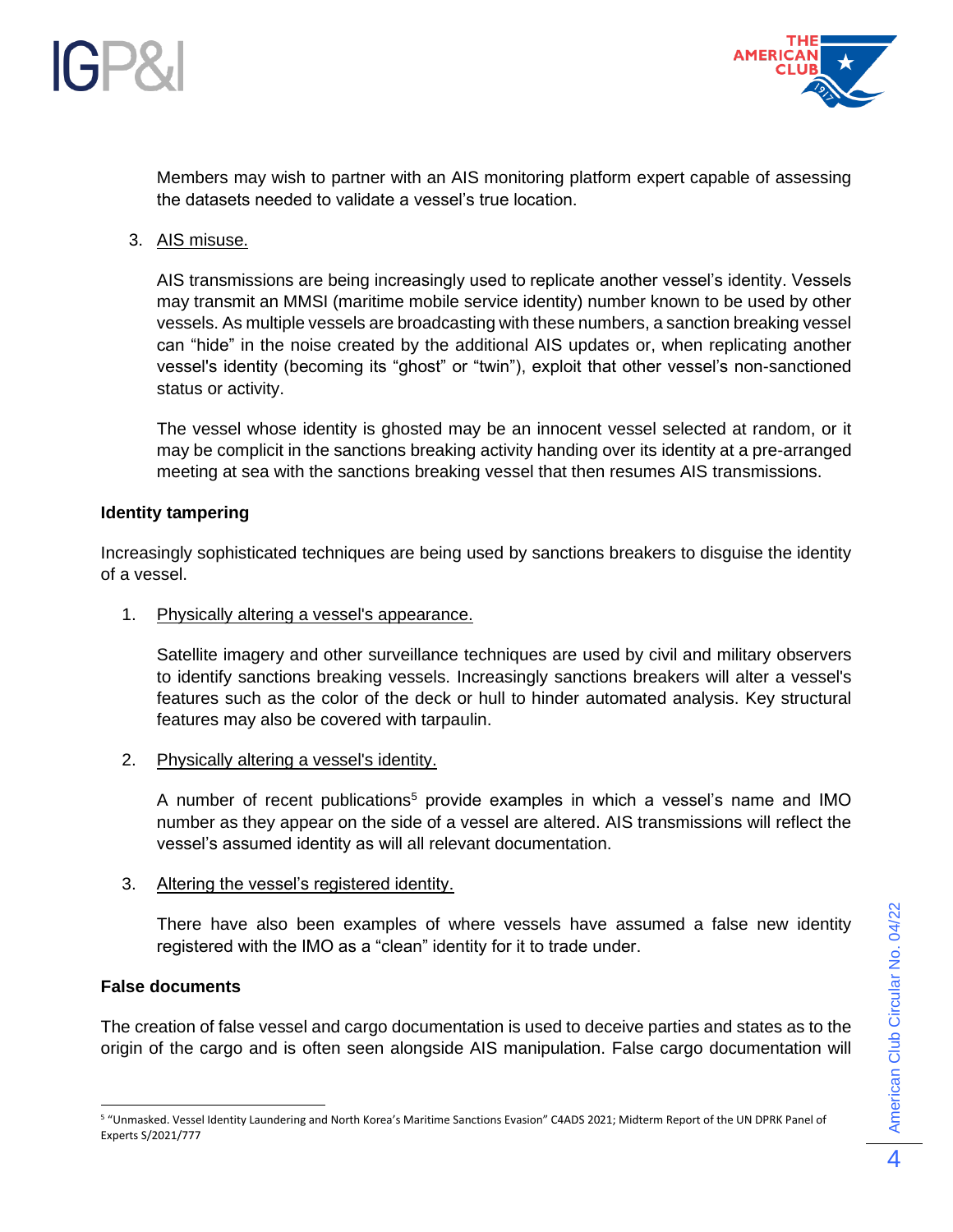Members may wish to partner with an AIS monitoring platform expert capable of assessing the datasets needed to validate a vessel's true location.

3. AIS misuse.

   AIS transmissions are being increasingly used to replicate another vessel's identity. Vessels may transmit an MMSI (maritime mobile service identity) number known to be used by other vessels. As multiple vessels are broadcasting with these numbers, a sanction breaking vessel can "hide" in the noise created by the additional AIS updates or, when replicating another vessel's identity (becoming its "ghost" or "twin"), exploit that other vessel's non-sanctioned status or activity.

   The vessel whose identity is ghosted may be an innocent vessel selected at random, or it may be complicit in the sanctions breaking activity handing over its identity at a pre-arranged meeting at sea with the sanctions breaking vessel that then resumes AIS transmissions.

**Identity tampering**

Increasingly sophisticated techniques are being used by sanctions breakers to disguise the identity of a vessel.

1. Physically altering a vessel's appearance.

   Satellite imagery and other surveillance techniques are used by civil and military observers to identify sanctions breaking vessels. Increasingly sanctions breakers will alter a vessel's features such as the color of the deck or hull to hinder automated analysis. Key structural features may also be covered with tarpaulin.

2. Physically altering a vessel's identity.

   A number of recent publications[5] provide examples in which a vessel's name and IMO number as they appear on the side of a vessel are altered. AIS transmissions will reflect the vessel's assumed identity as will all relevant documentation.

3. Altering the vessel's registered identity.

   There have also been examples of where vessels have assumed a false new identity registered with the IMO as a "clean" identity for it to trade under.

**False documents**

The creation of false vessel and cargo documentation is used to deceive parties and states as to the origin of the cargo and is often seen alongside AIS manipulation. False cargo documentation will

[5] "Unmasked. Vessel Identity Laundering and North Korea's Maritime Sanctions Evasion" C4ADS 2021; Midterm Report of the UN DPRK Panel of Experts S/2021/777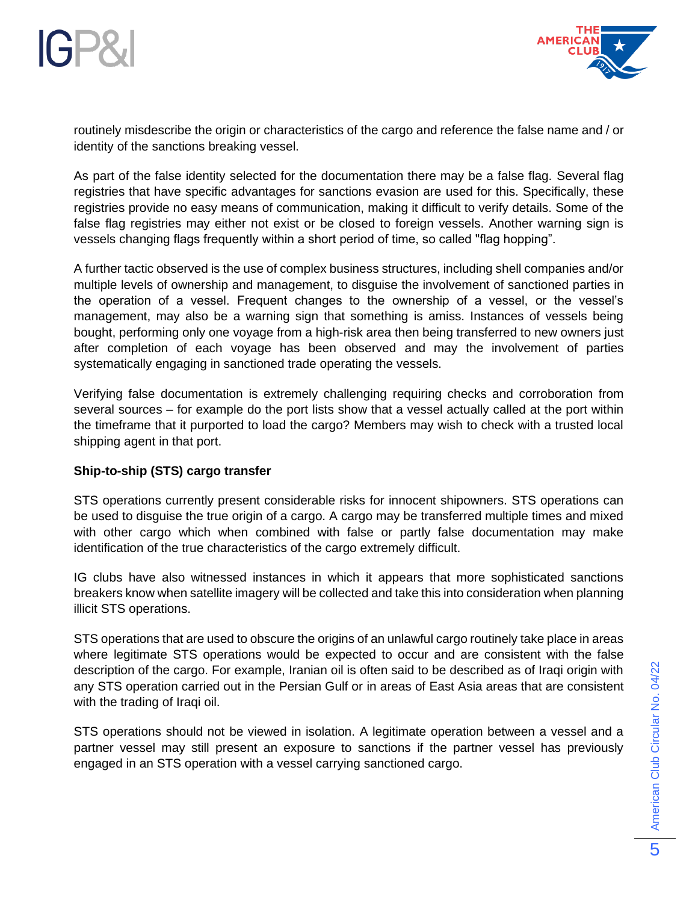routinely misdescribe the origin or characteristics of the cargo and reference the false name and / or identity of the sanctions breaking vessel.

As part of the false identity selected for the documentation there may be a false flag. Several flag registries that have specific advantages for sanctions evasion are used for this. Specifically, these registries provide no easy means of communication, making it difficult to verify details. Some of the false flag registries may either not exist or be closed to foreign vessels. Another warning sign is vessels changing flags frequently within a short period of time, so called "flag hopping".

A further tactic observed is the use of complex business structures, including shell companies and/or multiple levels of ownership and management, to disguise the involvement of sanctioned parties in the operation of a vessel. Frequent changes to the ownership of a vessel, or the vessel's management, may also be a warning sign that something is amiss. Instances of vessels being bought, performing only one voyage from a high-risk area then being transferred to new owners just after completion of each voyage has been observed and may the involvement of parties systematically engaging in sanctioned trade operating the vessels.

Verifying false documentation is extremely challenging requiring checks and corroboration from several sources – for example do the port lists show that a vessel actually called at the port within the timeframe that it purported to load the cargo? Members may wish to check with a trusted local shipping agent in that port.

**Ship-to-ship (STS) cargo transfer**

STS operations currently present considerable risks for innocent shipowners. STS operations can be used to disguise the true origin of a cargo. A cargo may be transferred multiple times and mixed with other cargo which when combined with false or partly false documentation may make identification of the true characteristics of the cargo extremely difficult.

IG clubs have also witnessed instances in which it appears that more sophisticated sanctions breakers know when satellite imagery will be collected and take this into consideration when planning illicit STS operations.

STS operations that are used to obscure the origins of an unlawful cargo routinely take place in areas where legitimate STS operations would be expected to occur and are consistent with the false description of the cargo. For example, Iranian oil is often said to be described as of Iraqi origin with any STS operation carried out in the Persian Gulf or in areas of East Asia areas that are consistent with the trading of Iraqi oil.

STS operations should not be viewed in isolation. A legitimate operation between a vessel and a partner vessel may still present an exposure to sanctions if the partner vessel has previously engaged in an STS operation with a vessel carrying sanctioned cargo.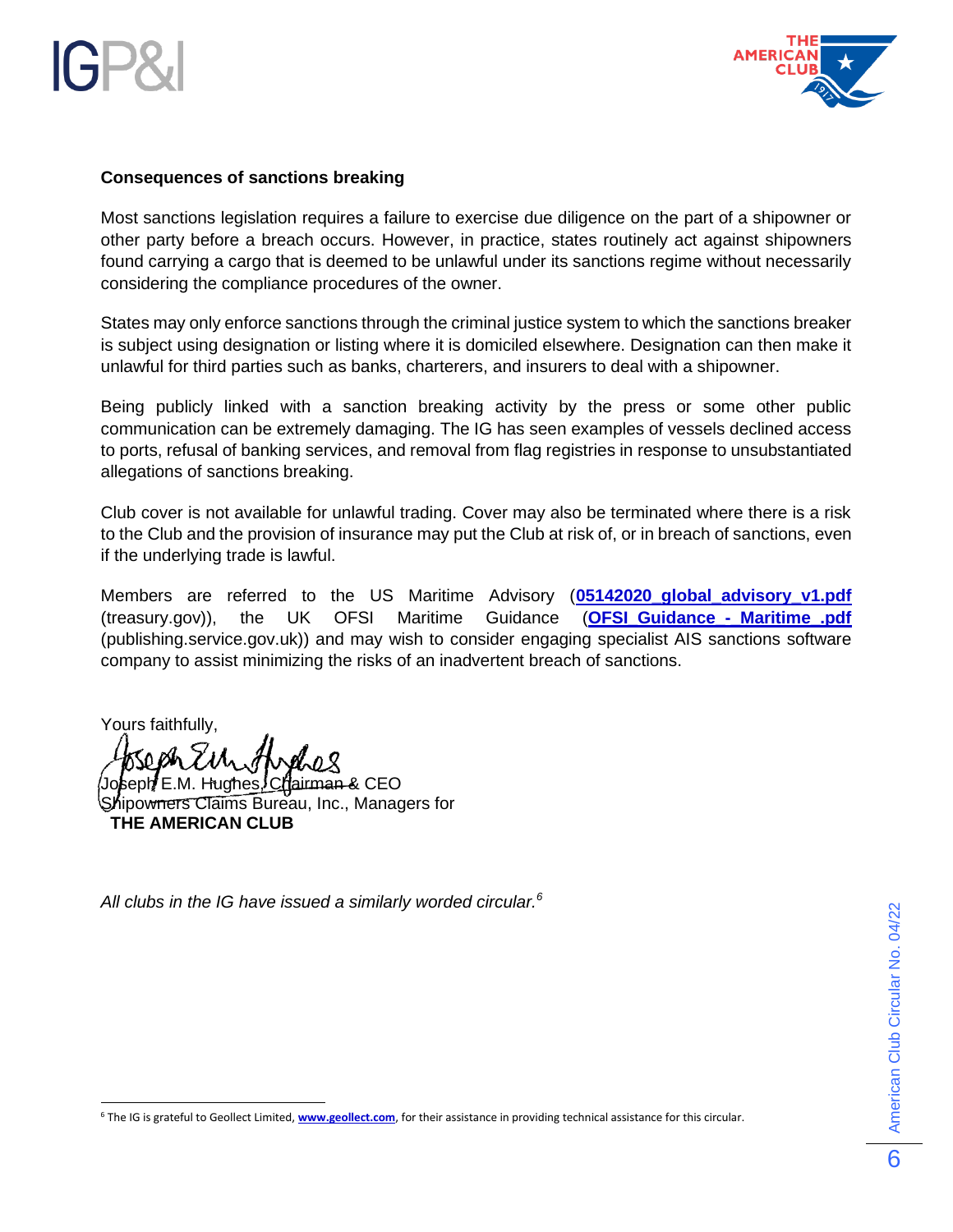**Consequences of sanctions breaking**

Most sanctions legislation requires a failure to exercise due diligence on the part of a shipowner or other party before a breach occurs. However, in practice, states routinely act against shipowners found carrying a cargo that is deemed to be unlawful under its sanctions regime without necessarily considering the compliance procedures of the owner.

States may only enforce sanctions through the criminal justice system to which the sanctions breaker is subject using designation or listing where it is domiciled elsewhere. Designation can then make it unlawful for third parties such as banks, charterers, and insurers to deal with a shipowner.

Being publicly linked with a sanction breaking activity by the press or some other public communication can be extremely damaging. The IG has seen examples of vessels declined access to ports, refusal of banking services, and removal from flag registries in response to unsubstantiated allegations of sanctions breaking.

Club cover is not available for unlawful trading. Cover may also be terminated where there is a risk to the Club and the provision of insurance may put the Club at risk of, or in breach of sanctions, even if the underlying trade is lawful.

Members are referred to the US Maritime Advisory (**05142020_global_advisory_v1.pdf** (treasury.gov)), the UK OFSI Maritime Guidance (**OFSI_Guidance_-_Maritime_.pdf** (publishing.service.gov.uk)) and may wish to consider engaging specialist AIS sanctions software company to assist minimizing the risks of an inadvertent breach of sanctions.

Yours faithfully,

Joseph E.M. Hughes, Chairman & CEO
Shipowners Claims Bureau, Inc., Managers for
**THE AMERICAN CLUB**

*All clubs in the IG have issued a similarly worded circular.*[6]

[6] The IG is grateful to Geollect Limited, **www.geollect.com**, for their assistance in providing technical assistance for this circular.